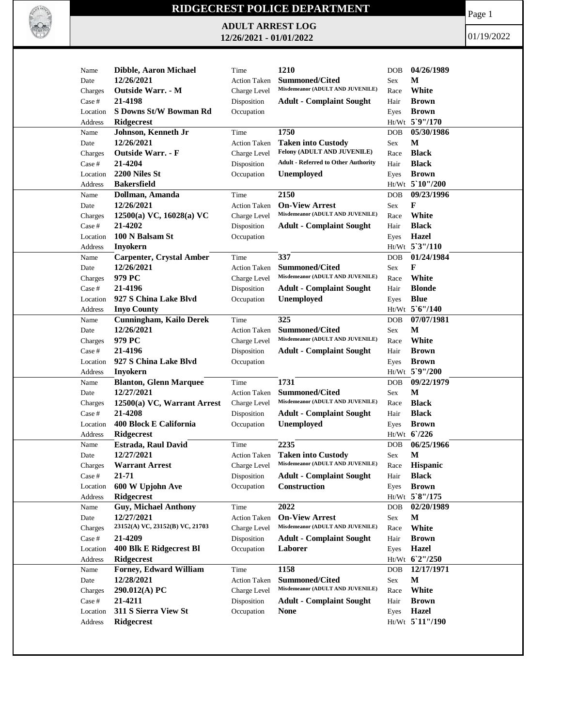# RIDGECREST POLICE DEPARTMENT

## ADULT ARREST LOG

### 12/26/2021 - 01/01/2022

01/19/2022

| Name | Dibble, Aaron Michael | Time | 1210 | DOB | 04/26/1989 |
|---|---|---|---|---|---|
| Date | 12/26/2021 | Action Taken | Summoned/Cited | Sex | M |
| Charges | Outside Warr. - M | Charge Level | Misdemeanor (ADULT AND JUVENILE) | Race | White |
| Case # | 21-4198 | Disposition | Adult - Complaint Sought | Hair | Brown |
| Location | S Downs St/W Bowman Rd | Occupation | | Eyes | Brown |
| Address | Ridgecrest | | | Ht/Wt | 5`9"/170 |

| Name | Johnson, Kenneth Jr | Time | 1750 | DOB | 05/30/1986 |
|---|---|---|---|---|---|
| Date | 12/26/2021 | Action Taken | Taken into Custody | Sex | M |
| Charges | Outside Warr. - F | Charge Level | Felony (ADULT AND JUVENILE) | Race | Black |
| Case # | 21-4204 | Disposition | Adult - Referred to Other Authority | Hair | Black |
| Location | 2200 Niles St | Occupation | Unemployed | Eyes | Brown |
| Address | Bakersfield | | | Ht/Wt | 5`10"/200 |

| Name | Dollman, Amanda | Time | 2150 | DOB | 09/23/1996 |
|---|---|---|---|---|---|
| Date | 12/26/2021 | Action Taken | On-View Arrest | Sex | F |
| Charges | 12500(a) VC, 16028(a) VC | Charge Level | Misdemeanor (ADULT AND JUVENILE) | Race | White |
| Case # | 21-4202 | Disposition | Adult - Complaint Sought | Hair | Black |
| Location | 100 N Balsam St | Occupation | | Eyes | Hazel |
| Address | Inyokern | | | Ht/Wt | 5`3"/110 |

| Name | Carpenter, Crystal Amber | Time | 337 | DOB | 01/24/1984 |
|---|---|---|---|---|---|
| Date | 12/26/2021 | Action Taken | Summoned/Cited | Sex | F |
| Charges | 979 PC | Charge Level | Misdemeanor (ADULT AND JUVENILE) | Race | White |
| Case # | 21-4196 | Disposition | Adult - Complaint Sought | Hair | Blonde |
| Location | 927 S China Lake Blvd | Occupation | Unemployed | Eyes | Blue |
| Address | Inyo County | | | Ht/Wt | 5`6"/140 |

| Name | Cunningham, Kailo Derek | Time | 325 | DOB | 07/07/1981 |
|---|---|---|---|---|---|
| Date | 12/26/2021 | Action Taken | Summoned/Cited | Sex | M |
| Charges | 979 PC | Charge Level | Misdemeanor (ADULT AND JUVENILE) | Race | White |
| Case # | 21-4196 | Disposition | Adult - Complaint Sought | Hair | Brown |
| Location | 927 S China Lake Blvd | Occupation | | Eyes | Brown |
| Address | Inyokern | | | Ht/Wt | 5`9"/200 |

| Name | Blanton, Glenn Marquee | Time | 1731 | DOB | 09/22/1979 |
|---|---|---|---|---|---|
| Date | 12/27/2021 | Action Taken | Summoned/Cited | Sex | M |
| Charges | 12500(a) VC, Warrant Arrest | Charge Level | Misdemeanor (ADULT AND JUVENILE) | Race | Black |
| Case # | 21-4208 | Disposition | Adult - Complaint Sought | Hair | Black |
| Location | 400 Block E California | Occupation | Unemployed | Eyes | Brown |
| Address | Ridgecrest | | | Ht/Wt | 6`/226 |

| Name | Estrada, Raul David | Time | 2235 | DOB | 06/25/1966 |
|---|---|---|---|---|---|
| Date | 12/27/2021 | Action Taken | Taken into Custody | Sex | M |
| Charges | Warrant Arrest | Charge Level | Misdemeanor (ADULT AND JUVENILE) | Race | Hispanic |
| Case # | 21-71 | Disposition | Adult - Complaint Sought | Hair | Black |
| Location | 600 W Upjohn Ave | Occupation | Construction | Eyes | Brown |
| Address | Ridgecrest | | | Ht/Wt | 5`8"/175 |

| Name | Guy, Michael Anthony | Time | 2022 | DOB | 02/20/1989 |
|---|---|---|---|---|---|
| Date | 12/27/2021 | Action Taken | On-View Arrest | Sex | M |
| Charges | 23152(A) VC, 23152(B) VC, 21703 | Charge Level | Misdemeanor (ADULT AND JUVENILE) | Race | White |
| Case # | 21-4209 | Disposition | Adult - Complaint Sought | Hair | Brown |
| Location | 400 Blk E Ridgecrest Bl | Occupation | Laborer | Eyes | Hazel |
| Address | Ridgecrest | | | Ht/Wt | 6`2"/250 |

| Name | Forney, Edward William | Time | 1158 | DOB | 12/17/1971 |
|---|---|---|---|---|---|
| Date | 12/28/2021 | Action Taken | Summoned/Cited | Sex | M |
| Charges | 290.012(A) PC | Charge Level | Misdemeanor (ADULT AND JUVENILE) | Race | White |
| Case # | 21-4211 | Disposition | Adult - Complaint Sought | Hair | Brown |
| Location | 311 S Sierra View St | Occupation | None | Eyes | Hazel |
| Address | Ridgecrest | | | Ht/Wt | 5`11"/190 |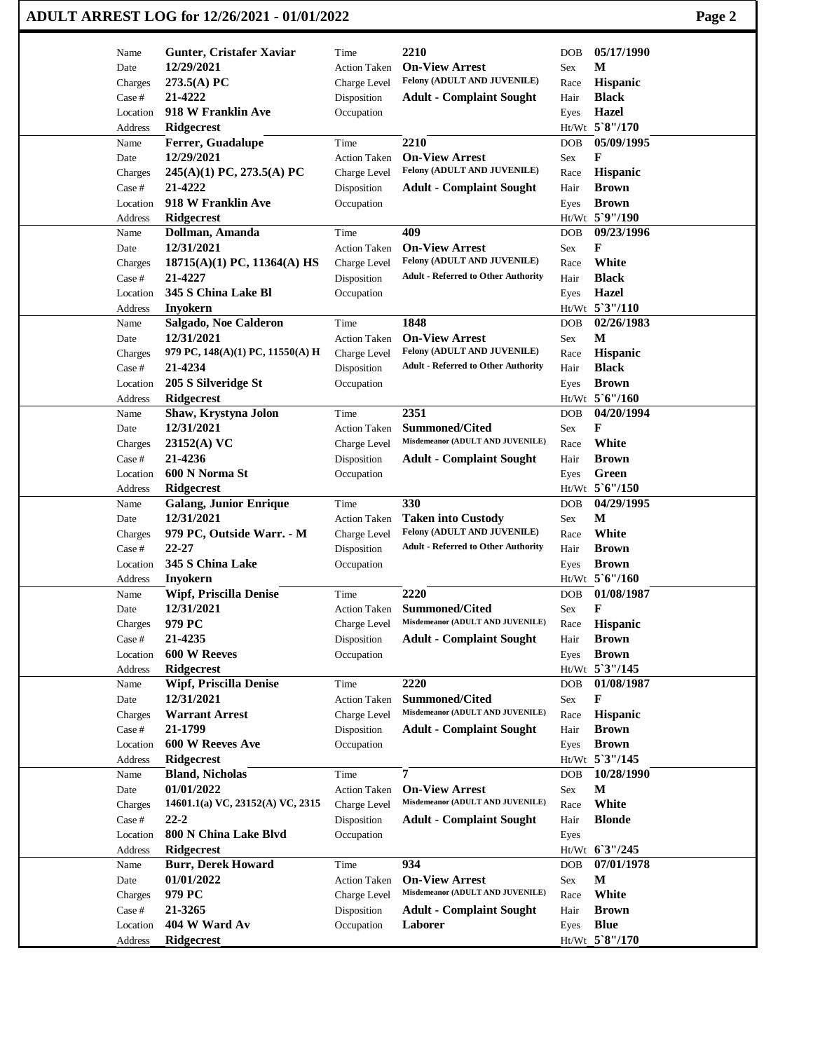# ADULT ARREST LOG for 12/26/2021 - 01/01/2022

| Name | Date | Charges | Case # | Location | Address | Time | Action Taken | Charge Level | Disposition | Occupation | DOB | Sex | Race | Hair | Eyes | Ht/Wt |
|---|---|---|---|---|---|---|---|---|---|---|---|---|---|---|---|---|
| **Gunter, Cristafer Xaviar** | **12/29/2021** | **273.5(A) PC** | **21-4222** | **918 W Franklin Ave** | **Ridgecrest** | **2210** | **On-View Arrest** | **Felony (ADULT AND JUVENILE)** | **Adult - Complaint Sought** | | **05/17/1990** | **M** | **Hispanic** | **Black** | **Hazel** | **5`8"/170** |
| **Ferrer, Guadalupe** | **12/29/2021** | **245(A)(1) PC, 273.5(A) PC** | **21-4222** | **918 W Franklin Ave** | **Ridgecrest** | **2210** | **On-View Arrest** | **Felony (ADULT AND JUVENILE)** | **Adult - Complaint Sought** | | **05/09/1995** | **F** | **Hispanic** | **Brown** | **Brown** | **5`9"/190** |
| **Dollman, Amanda** | **12/31/2021** | **18715(A)(1) PC, 11364(A) HS** | **21-4227** | **345 S China Lake Bl** | **Inyokern** | **409** | **On-View Arrest** | **Felony (ADULT AND JUVENILE)** | **Adult - Referred to Other Authority** | | **09/23/1996** | **F** | **White** | **Black** | **Hazel** | **5`3"/110** |
| **Salgado, Noe Calderon** | **12/31/2021** | **979 PC, 148(A)(1) PC, 11550(A) H** | **21-4234** | **205 S Silveridge St** | **Ridgecrest** | **1848** | **On-View Arrest** | **Felony (ADULT AND JUVENILE)** | **Adult - Referred to Other Authority** | | **02/26/1983** | **M** | **Hispanic** | **Black** | **Brown** | **5`6"/160** |
| **Shaw, Krystyna Jolon** | **12/31/2021** | **23152(A) VC** | **21-4236** | **600 N Norma St** | **Ridgecrest** | **2351** | **Summoned/Cited** | **Misdemeanor (ADULT AND JUVENILE)** | **Adult - Complaint Sought** | | **04/20/1994** | **F** | **White** | **Brown** | **Green** | **5`6"/150** |
| **Galang, Junior Enrique** | **12/31/2021** | **979 PC, Outside Warr. - M** | **22-27** | **345 S China Lake** | **Inyokern** | **330** | **Taken into Custody** | **Felony (ADULT AND JUVENILE)** | **Adult - Referred to Other Authority** | | **04/29/1995** | **M** | **White** | **Brown** | **Brown** | **5`6"/160** |
| **Wipf, Priscilla Denise** | **12/31/2021** | **979 PC** | **21-4235** | **600 W Reeves** | **Ridgecrest** | **2220** | **Summoned/Cited** | **Misdemeanor (ADULT AND JUVENILE)** | **Adult - Complaint Sought** | | **01/08/1987** | **F** | **Hispanic** | **Brown** | **Brown** | **5`3"/145** |
| **Wipf, Priscilla Denise** | **12/31/2021** | **Warrant Arrest** | **21-1799** | **600 W Reeves Ave** | **Ridgecrest** | **2220** | **Summoned/Cited** | **Misdemeanor (ADULT AND JUVENILE)** | **Adult - Complaint Sought** | | **01/08/1987** | **F** | **Hispanic** | **Brown** | **Brown** | **5`3"/145** |
| **Bland, Nicholas** | **01/01/2022** | **14601.1(a) VC, 23152(A) VC, 2315** | **22-2** | **800 N China Lake Blvd** | **Ridgecrest** | **7** | **On-View Arrest** | **Misdemeanor (ADULT AND JUVENILE)** | **Adult - Complaint Sought** | | **10/28/1990** | **M** | **White** | **Blonde** | | **6`3"/245** |
| **Burr, Derek Howard** | **01/01/2022** | **979 PC** | **21-3265** | **404 W Ward Av** | **Ridgecrest** | **934** | **On-View Arrest** | **Misdemeanor (ADULT AND JUVENILE)** | **Adult - Complaint Sought** | **Laborer** | **07/01/1978** | **M** | **White** | **Brown** | **Blue** | **5`8"/170** |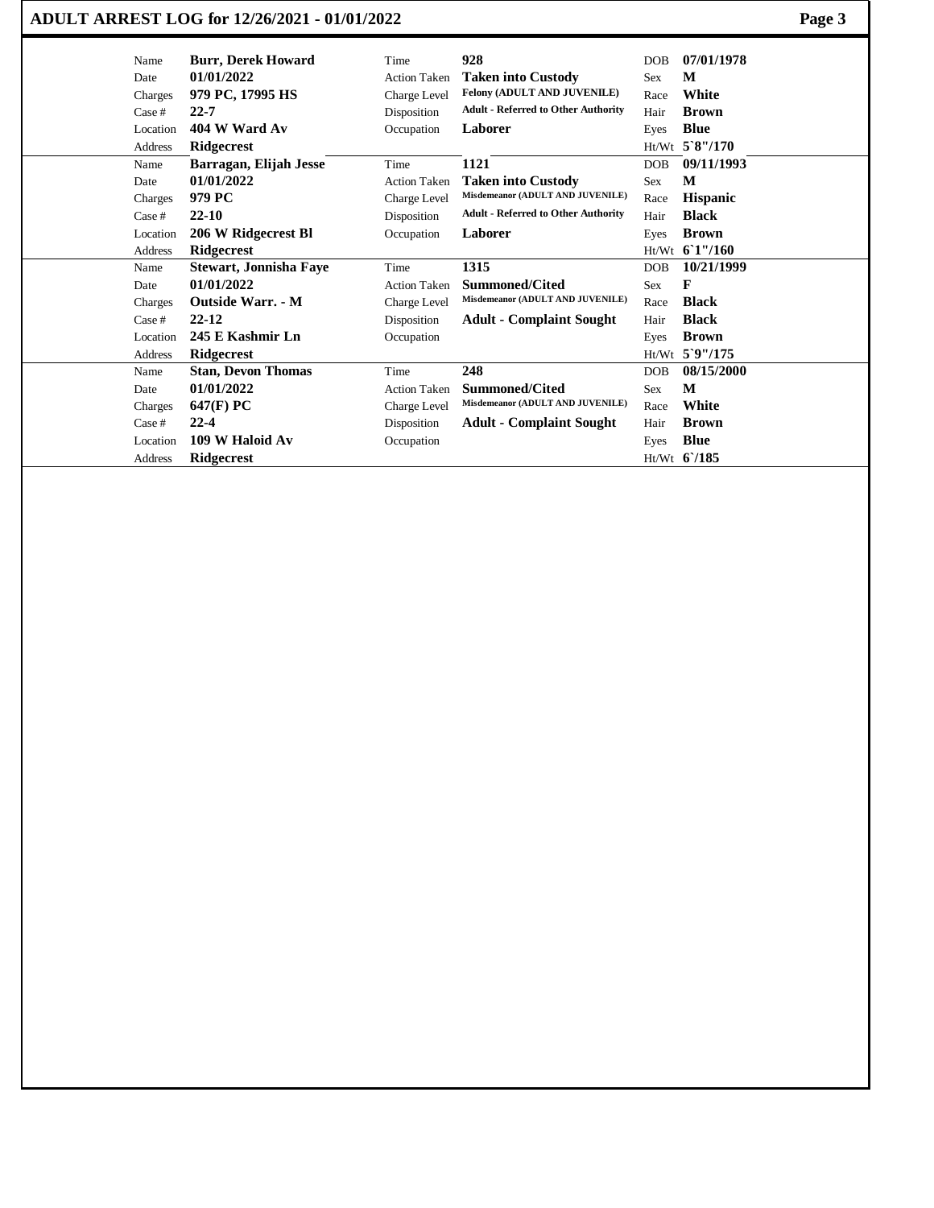# ADULT ARREST LOG for 12/26/2021 - 01/01/2022

| | | | | | |
|---|---|---|---|---|---|
| Name | **Burr, Derek Howard** | Time | **928** | DOB | **07/01/1978** |
| Date | **01/01/2022** | Action Taken | **Taken into Custody** | Sex | **M** |
| Charges | **979 PC, 17995 HS** | Charge Level | **Felony (ADULT AND JUVENILE)** | Race | **White** |
| Case # | **22-7** | Disposition | **Adult - Referred to Other Authority** | Hair | **Brown** |
| Location | **404 W Ward Av** | Occupation | **Laborer** | Eyes | **Blue** |
| Address | **Ridgecrest** | | | Ht/Wt | **5`8"/170** |
| Name | **Barragan, Elijah Jesse** | Time | **1121** | DOB | **09/11/1993** |
| Date | **01/01/2022** | Action Taken | **Taken into Custody** | Sex | **M** |
| Charges | **979 PC** | Charge Level | **Misdemeanor (ADULT AND JUVENILE)** | Race | **Hispanic** |
| Case # | **22-10** | Disposition | **Adult - Referred to Other Authority** | Hair | **Black** |
| Location | **206 W Ridgecrest Bl** | Occupation | **Laborer** | Eyes | **Brown** |
| Address | **Ridgecrest** | | | Ht/Wt | **6`1"/160** |
| Name | **Stewart, Jonnisha Faye** | Time | **1315** | DOB | **10/21/1999** |
| Date | **01/01/2022** | Action Taken | **Summoned/Cited** | Sex | **F** |
| Charges | **Outside Warr. - M** | Charge Level | **Misdemeanor (ADULT AND JUVENILE)** | Race | **Black** |
| Case # | **22-12** | Disposition | **Adult - Complaint Sought** | Hair | **Black** |
| Location | **245 E Kashmir Ln** | Occupation | | Eyes | **Brown** |
| Address | **Ridgecrest** | | | Ht/Wt | **5`9"/175** |
| Name | **Stan, Devon Thomas** | Time | **248** | DOB | **08/15/2000** |
| Date | **01/01/2022** | Action Taken | **Summoned/Cited** | Sex | **M** |
| Charges | **647(F) PC** | Charge Level | **Misdemeanor (ADULT AND JUVENILE)** | Race | **White** |
| Case # | **22-4** | Disposition | **Adult - Complaint Sought** | Hair | **Brown** |
| Location | **109 W Haloid Av** | Occupation | | Eyes | **Blue** |
| Address | **Ridgecrest** | | | Ht/Wt | **6`/185** |